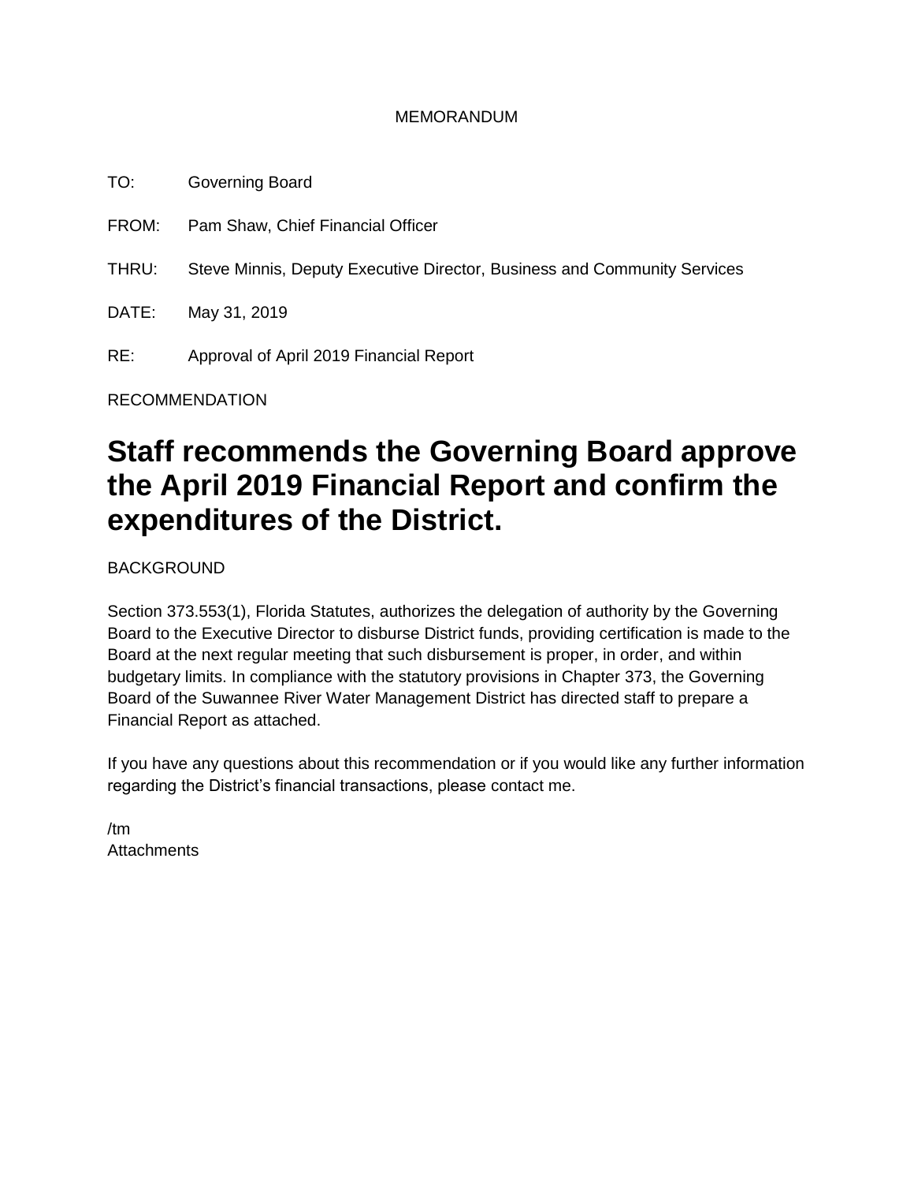MEMORANDUM

TO: Governing Board

FROM: Pam Shaw, Chief Financial Officer

THRU: Steve Minnis, Deputy Executive Director, Business and Community Services

DATE: May 31, 2019

RE: Approval of April 2019 Financial Report

RECOMMENDATION

# Staff recommends the Governing Board approve the April 2019 Financial Report and confirm the expenditures of the District.

BACKGROUND

Section 373.553(1), Florida Statutes, authorizes the delegation of authority by the Governing Board to the Executive Director to disburse District funds, providing certification is made to the Board at the next regular meeting that such disbursement is proper, in order, and within budgetary limits. In compliance with the statutory provisions in Chapter 373, the Governing Board of the Suwannee River Water Management District has directed staff to prepare a Financial Report as attached.

If you have any questions about this recommendation or if you would like any further information regarding the District's financial transactions, please contact me.

/tm
Attachments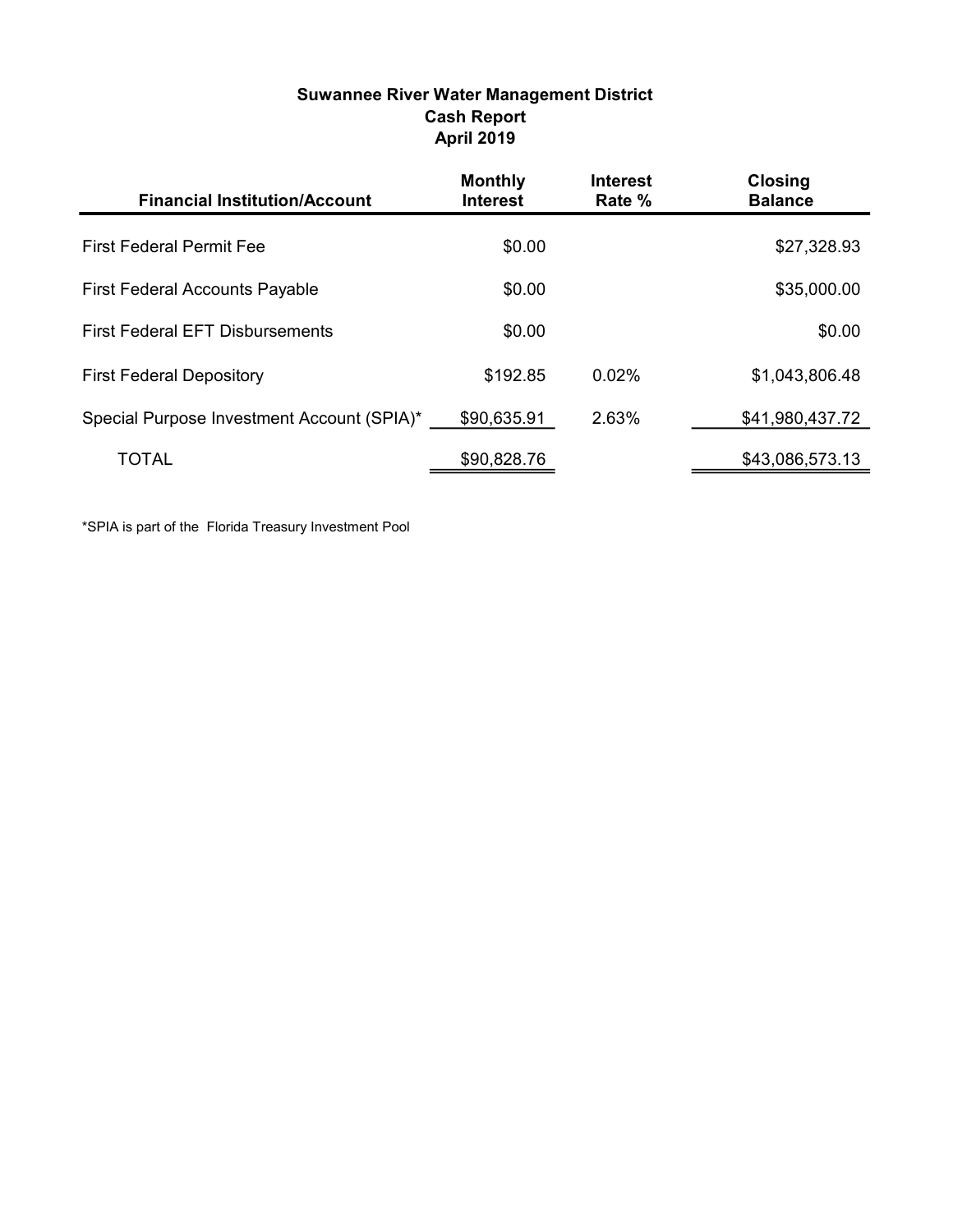## Suwannee River Water Management District
## Cash Report
## April 2019

| Financial Institution/Account | Monthly Interest | Interest Rate % | Closing Balance |
|---|---|---|---|
| First Federal Permit Fee | $0.00 | | $27,328.93 |
| First Federal Accounts Payable | $0.00 | | $35,000.00 |
| First Federal EFT Disbursements | $0.00 | | $0.00 |
| First Federal Depository | $192.85 | 0.02% | $1,043,806.48 |
| Special Purpose Investment Account (SPIA)* | $90,635.91 | 2.63% | $41,980,437.72 |
| TOTAL | $90,828.76 | | $43,086,573.13 |

*SPIA is part of the Florida Treasury Investment Pool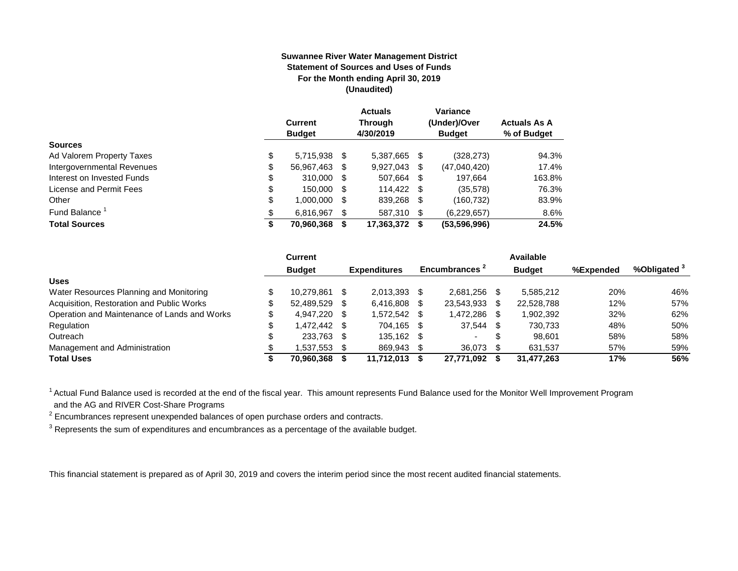**Suwannee River Water Management District**
**Statement of Sources and Uses of Funds**
**For the Month ending April 30, 2019**
**(Unaudited)**

| | Current Budget | Actuals Through 4/30/2019 | Variance (Under)/Over Budget | Actuals As A % of Budget |
|---|---|---|---|---|
| **Sources** | | | | |
| Ad Valorem Property Taxes | $ 5,715,938 | $ 5,387,665 | $ (328,273) | 94.3% |
| Intergovernmental Revenues | $ 56,967,463 | $ 9,927,043 | $ (47,040,420) | 17.4% |
| Interest on Invested Funds | $ 310,000 | $ 507,664 | $ 197,664 | 163.8% |
| License and Permit Fees | $ 150,000 | $ 114,422 | $ (35,578) | 76.3% |
| Other | $ 1,000,000 | $ 839,268 | $ (160,732) | 83.9% |
| Fund Balance [1] | $ 6,816,967 | $ 587,310 | $ (6,229,657) | 8.6% |
| **Total Sources** | **$ 70,960,368** | **$ 17,363,372** | **$ (53,596,996)** | **24.5%** |

| | Current Budget | Expenditures | Encumbrances [2] | Available Budget | %Expended | %Obligated [3] |
|---|---|---|---|---|---|---|
| **Uses** | | | | | | |
| Water Resources Planning and Monitoring | $ 10,279,861 | $ 2,013,393 | $ 2,681,256 | $ 5,585,212 | 20% | 46% |
| Acquisition, Restoration and Public Works | $ 52,489,529 | $ 6,416,808 | $ 23,543,933 | $ 22,528,788 | 12% | 57% |
| Operation and Maintenance of Lands and Works | $ 4,947,220 | $ 1,572,542 | $ 1,472,286 | $ 1,902,392 | 32% | 62% |
| Regulation | $ 1,472,442 | $ 704,165 | $ 37,544 | $ 730,733 | 48% | 50% |
| Outreach | $ 233,763 | $ 135,162 | $ - | $ 98,601 | 58% | 58% |
| Management and Administration | $ 1,537,553 | $ 869,943 | $ 36,073 | $ 631,537 | 57% | 59% |
| **Total Uses** | **$ 70,960,368** | **$ 11,712,013** | **$ 27,771,092** | **$ 31,477,263** | **17%** | **56%** |

[1] Actual Fund Balance used is recorded at the end of the fiscal year. This amount represents Fund Balance used for the Monitor Well Improvement Program and the AG and RIVER Cost-Share Programs

[2] Encumbrances represent unexpended balances of open purchase orders and contracts.

[3] Represents the sum of expenditures and encumbrances as a percentage of the available budget.

This financial statement is prepared as of April 30, 2019 and covers the interim period since the most recent audited financial statements.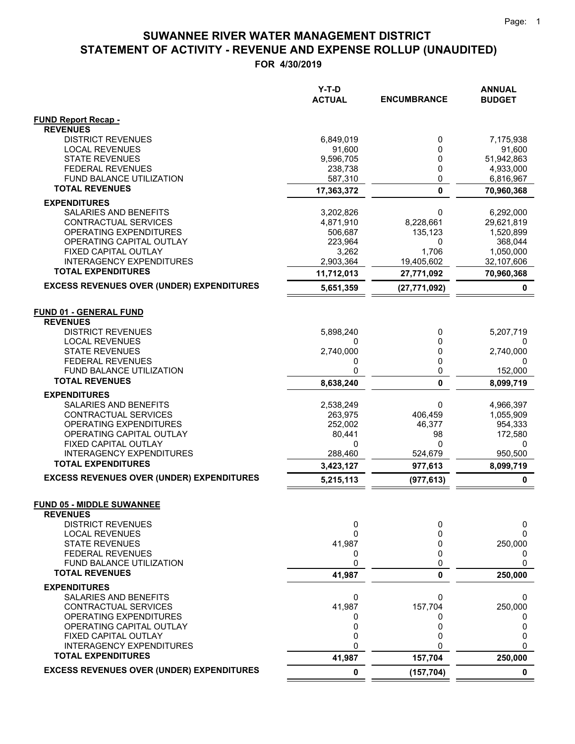# SUWANNEE RIVER WATER MANAGEMENT DISTRICT
## STATEMENT OF ACTIVITY - REVENUE AND EXPENSE ROLLUP (UNAUDITED)
### FOR 4/30/2019

| | Y-T-D ACTUAL | ENCUMBRANCE | ANNUAL BUDGET |
|---|---|---|---|
| **FUND Report Recap -** | | | |
| **REVENUES** | | | |
| DISTRICT REVENUES | 6,849,019 | 0 | 7,175,938 |
| LOCAL REVENUES | 91,600 | 0 | 91,600 |
| STATE REVENUES | 9,596,705 | 0 | 51,942,863 |
| FEDERAL REVENUES | 238,738 | 0 | 4,933,000 |
| FUND BALANCE UTILIZATION | 587,310 | 0 | 6,816,967 |
| **TOTAL REVENUES** | **17,363,372** | **0** | **70,960,368** |
| **EXPENDITURES** | | | |
| SALARIES AND BENEFITS | 3,202,826 | 0 | 6,292,000 |
| CONTRACTUAL SERVICES | 4,871,910 | 8,228,661 | 29,621,819 |
| OPERATING EXPENDITURES | 506,687 | 135,123 | 1,520,899 |
| OPERATING CAPITAL OUTLAY | 223,964 | 0 | 368,044 |
| FIXED CAPITAL OUTLAY | 3,262 | 1,706 | 1,050,000 |
| INTERAGENCY EXPENDITURES | 2,903,364 | 19,405,602 | 32,107,606 |
| **TOTAL EXPENDITURES** | **11,712,013** | **27,771,092** | **70,960,368** |
| **EXCESS REVENUES OVER (UNDER) EXPENDITURES** | **5,651,359** | **(27,771,092)** | **0** |
| **FUND 01 - GENERAL FUND** | | | |
| **REVENUES** | | | |
| DISTRICT REVENUES | 5,898,240 | 0 | 5,207,719 |
| LOCAL REVENUES | 0 | 0 | 0 |
| STATE REVENUES | 2,740,000 | 0 | 2,740,000 |
| FEDERAL REVENUES | 0 | 0 | 0 |
| FUND BALANCE UTILIZATION | 0 | 0 | 152,000 |
| **TOTAL REVENUES** | **8,638,240** | **0** | **8,099,719** |
| **EXPENDITURES** | | | |
| SALARIES AND BENEFITS | 2,538,249 | 0 | 4,966,397 |
| CONTRACTUAL SERVICES | 263,975 | 406,459 | 1,055,909 |
| OPERATING EXPENDITURES | 252,002 | 46,377 | 954,333 |
| OPERATING CAPITAL OUTLAY | 80,441 | 98 | 172,580 |
| FIXED CAPITAL OUTLAY | 0 | 0 | 0 |
| INTERAGENCY EXPENDITURES | 288,460 | 524,679 | 950,500 |
| **TOTAL EXPENDITURES** | **3,423,127** | **977,613** | **8,099,719** |
| **EXCESS REVENUES OVER (UNDER) EXPENDITURES** | **5,215,113** | **(977,613)** | **0** |
| **FUND 05 - MIDDLE SUWANNEE** | | | |
| **REVENUES** | | | |
| DISTRICT REVENUES | 0 | 0 | 0 |
| LOCAL REVENUES | 0 | 0 | 0 |
| STATE REVENUES | 41,987 | 0 | 250,000 |
| FEDERAL REVENUES | 0 | 0 | 0 |
| FUND BALANCE UTILIZATION | 0 | 0 | 0 |
| **TOTAL REVENUES** | **41,987** | **0** | **250,000** |
| **EXPENDITURES** | | | |
| SALARIES AND BENEFITS | 0 | 0 | 0 |
| CONTRACTUAL SERVICES | 41,987 | 157,704 | 250,000 |
| OPERATING EXPENDITURES | 0 | 0 | 0 |
| OPERATING CAPITAL OUTLAY | 0 | 0 | 0 |
| FIXED CAPITAL OUTLAY | 0 | 0 | 0 |
| INTERAGENCY EXPENDITURES | 0 | 0 | 0 |
| **TOTAL EXPENDITURES** | **41,987** | **157,704** | **250,000** |
| **EXCESS REVENUES OVER (UNDER) EXPENDITURES** | **0** | **(157,704)** | **0** |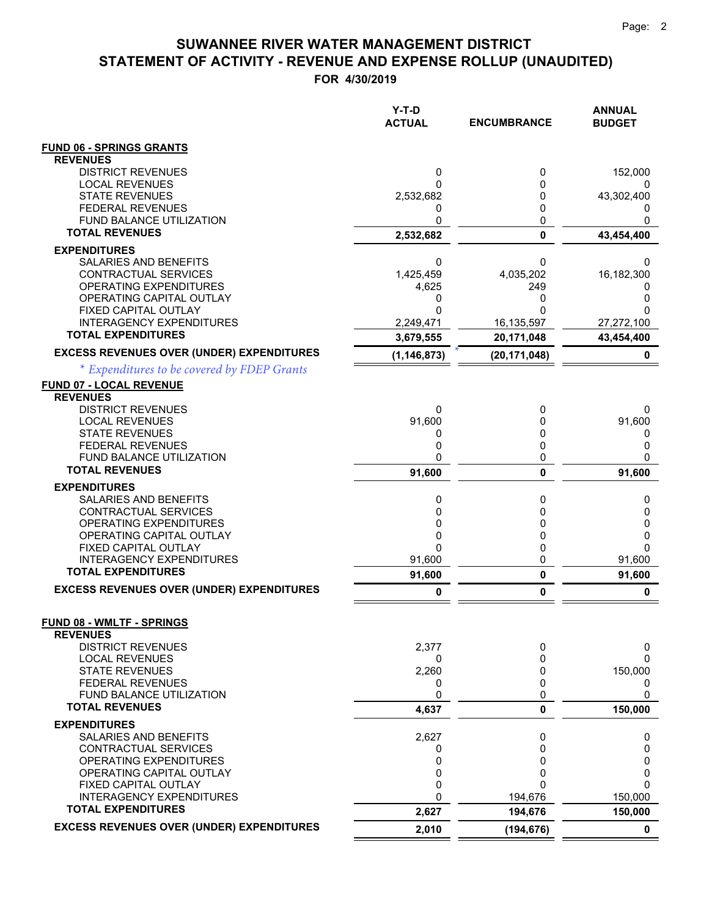# SUWANNEE RIVER WATER MANAGEMENT DISTRICT
## STATEMENT OF ACTIVITY - REVENUE AND EXPENSE ROLLUP (UNAUDITED)
### FOR 4/30/2019

| | Y-T-D ACTUAL | ENCUMBRANCE | ANNUAL BUDGET |
|---|---|---|---|
| **FUND 06 - SPRINGS GRANTS** | | | |
| **REVENUES** | | | |
| DISTRICT REVENUES | 0 | 0 | 152,000 |
| LOCAL REVENUES | 0 | 0 | 0 |
| STATE REVENUES | 2,532,682 | 0 | 43,302,400 |
| FEDERAL REVENUES | 0 | 0 | 0 |
| FUND BALANCE UTILIZATION | 0 | 0 | 0 |
| **TOTAL REVENUES** | **2,532,682** | **0** | **43,454,400** |
| **EXPENDITURES** | | | |
| SALARIES AND BENEFITS | 0 | 0 | 0 |
| CONTRACTUAL SERVICES | 1,425,459 | 4,035,202 | 16,182,300 |
| OPERATING EXPENDITURES | 4,625 | 249 | 0 |
| OPERATING CAPITAL OUTLAY | 0 | 0 | 0 |
| FIXED CAPITAL OUTLAY | 0 | 0 | 0 |
| INTERAGENCY EXPENDITURES | 2,249,471 | 16,135,597 | 27,272,100 |
| **TOTAL EXPENDITURES** | **3,679,555** | **20,171,048** | **43,454,400** |
| **EXCESS REVENUES OVER (UNDER) EXPENDITURES** | **(1,146,873)** * | **(20,171,048)** | **0** |

*\* Expenditures to be covered by FDEP Grants*

| | Y-T-D ACTUAL | ENCUMBRANCE | ANNUAL BUDGET |
|---|---|---|---|
| **FUND 07 - LOCAL REVENUE** | | | |
| **REVENUES** | | | |
| DISTRICT REVENUES | 0 | 0 | 0 |
| LOCAL REVENUES | 91,600 | 0 | 91,600 |
| STATE REVENUES | 0 | 0 | 0 |
| FEDERAL REVENUES | 0 | 0 | 0 |
| FUND BALANCE UTILIZATION | 0 | 0 | 0 |
| **TOTAL REVENUES** | **91,600** | **0** | **91,600** |
| **EXPENDITURES** | | | |
| SALARIES AND BENEFITS | 0 | 0 | 0 |
| CONTRACTUAL SERVICES | 0 | 0 | 0 |
| OPERATING EXPENDITURES | 0 | 0 | 0 |
| OPERATING CAPITAL OUTLAY | 0 | 0 | 0 |
| FIXED CAPITAL OUTLAY | 0 | 0 | 0 |
| INTERAGENCY EXPENDITURES | 91,600 | 0 | 91,600 |
| **TOTAL EXPENDITURES** | **91,600** | **0** | **91,600** |
| **EXCESS REVENUES OVER (UNDER) EXPENDITURES** | **0** | **0** | **0** |
| **FUND 08 - WMLTF - SPRINGS** | | | |
| **REVENUES** | | | |
| DISTRICT REVENUES | 2,377 | 0 | 0 |
| LOCAL REVENUES | 0 | 0 | 0 |
| STATE REVENUES | 2,260 | 0 | 150,000 |
| FEDERAL REVENUES | 0 | 0 | 0 |
| FUND BALANCE UTILIZATION | 0 | 0 | 0 |
| **TOTAL REVENUES** | **4,637** | **0** | **150,000** |
| **EXPENDITURES** | | | |
| SALARIES AND BENEFITS | 2,627 | 0 | 0 |
| CONTRACTUAL SERVICES | 0 | 0 | 0 |
| OPERATING EXPENDITURES | 0 | 0 | 0 |
| OPERATING CAPITAL OUTLAY | 0 | 0 | 0 |
| FIXED CAPITAL OUTLAY | 0 | 0 | 0 |
| INTERAGENCY EXPENDITURES | 0 | 194,676 | 150,000 |
| **TOTAL EXPENDITURES** | **2,627** | **194,676** | **150,000** |
| **EXCESS REVENUES OVER (UNDER) EXPENDITURES** | **2,010** | **(194,676)** | **0** |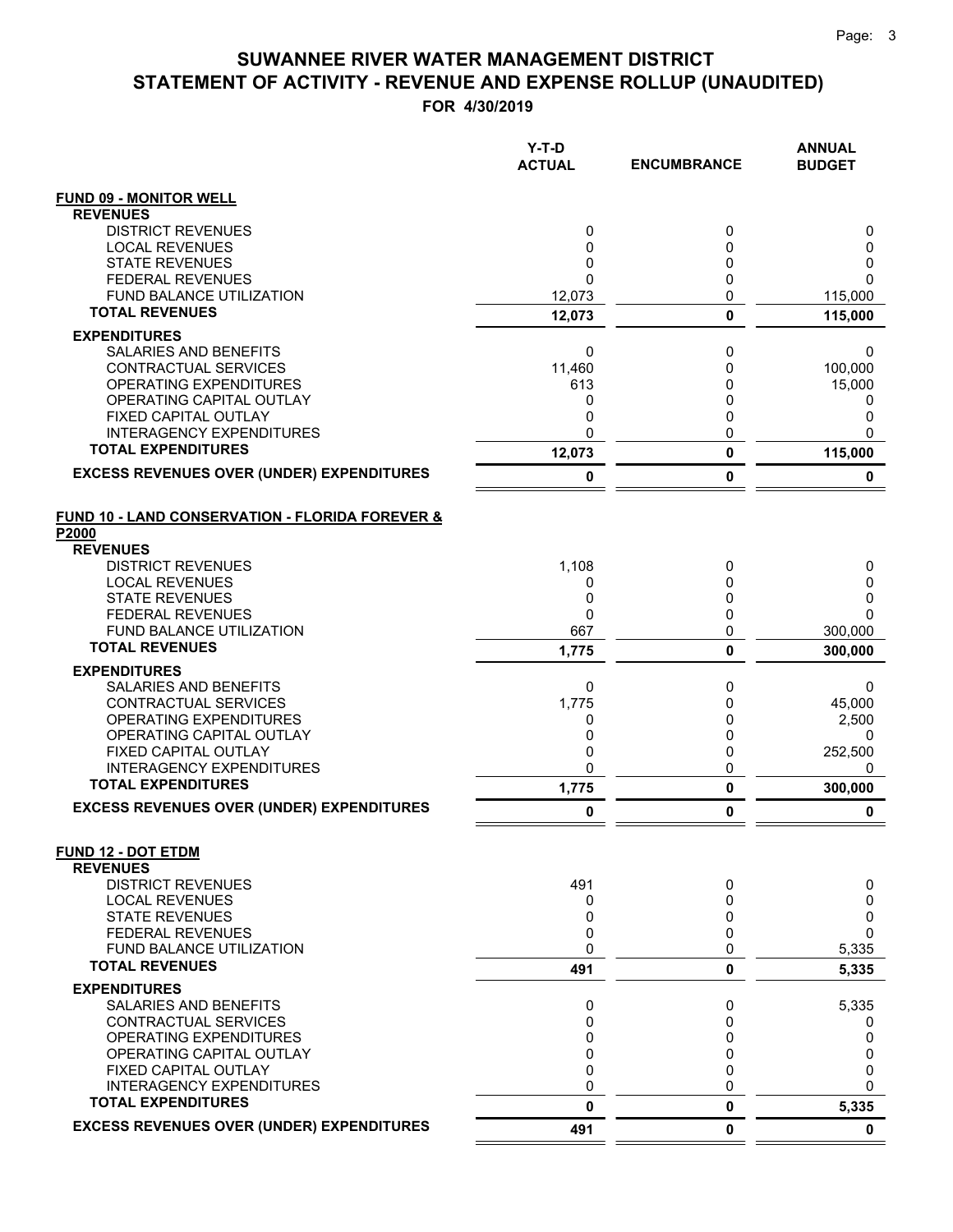# SUWANNEE RIVER WATER MANAGEMENT DISTRICT
# STATEMENT OF ACTIVITY - REVENUE AND EXPENSE ROLLUP (UNAUDITED)
**FOR 4/30/2019**

| | Y-T-D ACTUAL | ENCUMBRANCE | ANNUAL BUDGET |
|---|---|---|---|
| **FUND 09 - MONITOR WELL** | | | |
| **REVENUES** | | | |
| DISTRICT REVENUES | 0 | 0 | 0 |
| LOCAL REVENUES | 0 | 0 | 0 |
| STATE REVENUES | 0 | 0 | 0 |
| FEDERAL REVENUES | 0 | 0 | 0 |
| FUND BALANCE UTILIZATION | 12,073 | 0 | 115,000 |
| **TOTAL REVENUES** | **12,073** | **0** | **115,000** |
| **EXPENDITURES** | | | |
| SALARIES AND BENEFITS | 0 | 0 | 0 |
| CONTRACTUAL SERVICES | 11,460 | 0 | 100,000 |
| OPERATING EXPENDITURES | 613 | 0 | 15,000 |
| OPERATING CAPITAL OUTLAY | 0 | 0 | 0 |
| FIXED CAPITAL OUTLAY | 0 | 0 | 0 |
| INTERAGENCY EXPENDITURES | 0 | 0 | 0 |
| **TOTAL EXPENDITURES** | **12,073** | **0** | **115,000** |
| **EXCESS REVENUES OVER (UNDER) EXPENDITURES** | **0** | **0** | **0** |
| **FUND 10 - LAND CONSERVATION - FLORIDA FOREVER & P2000** | | | |
| **REVENUES** | | | |
| DISTRICT REVENUES | 1,108 | 0 | 0 |
| LOCAL REVENUES | 0 | 0 | 0 |
| STATE REVENUES | 0 | 0 | 0 |
| FEDERAL REVENUES | 0 | 0 | 0 |
| FUND BALANCE UTILIZATION | 667 | 0 | 300,000 |
| **TOTAL REVENUES** | **1,775** | **0** | **300,000** |
| **EXPENDITURES** | | | |
| SALARIES AND BENEFITS | 0 | 0 | 0 |
| CONTRACTUAL SERVICES | 1,775 | 0 | 45,000 |
| OPERATING EXPENDITURES | 0 | 0 | 2,500 |
| OPERATING CAPITAL OUTLAY | 0 | 0 | 0 |
| FIXED CAPITAL OUTLAY | 0 | 0 | 252,500 |
| INTERAGENCY EXPENDITURES | 0 | 0 | 0 |
| **TOTAL EXPENDITURES** | **1,775** | **0** | **300,000** |
| **EXCESS REVENUES OVER (UNDER) EXPENDITURES** | **0** | **0** | **0** |
| **FUND 12 - DOT ETDM** | | | |
| **REVENUES** | | | |
| DISTRICT REVENUES | 491 | 0 | 0 |
| LOCAL REVENUES | 0 | 0 | 0 |
| STATE REVENUES | 0 | 0 | 0 |
| FEDERAL REVENUES | 0 | 0 | 0 |
| FUND BALANCE UTILIZATION | 0 | 0 | 5,335 |
| **TOTAL REVENUES** | **491** | **0** | **5,335** |
| **EXPENDITURES** | | | |
| SALARIES AND BENEFITS | 0 | 0 | 5,335 |
| CONTRACTUAL SERVICES | 0 | 0 | 0 |
| OPERATING EXPENDITURES | 0 | 0 | 0 |
| OPERATING CAPITAL OUTLAY | 0 | 0 | 0 |
| FIXED CAPITAL OUTLAY | 0 | 0 | 0 |
| INTERAGENCY EXPENDITURES | 0 | 0 | 0 |
| **TOTAL EXPENDITURES** | **0** | **0** | **5,335** |
| **EXCESS REVENUES OVER (UNDER) EXPENDITURES** | **491** | **0** | **0** |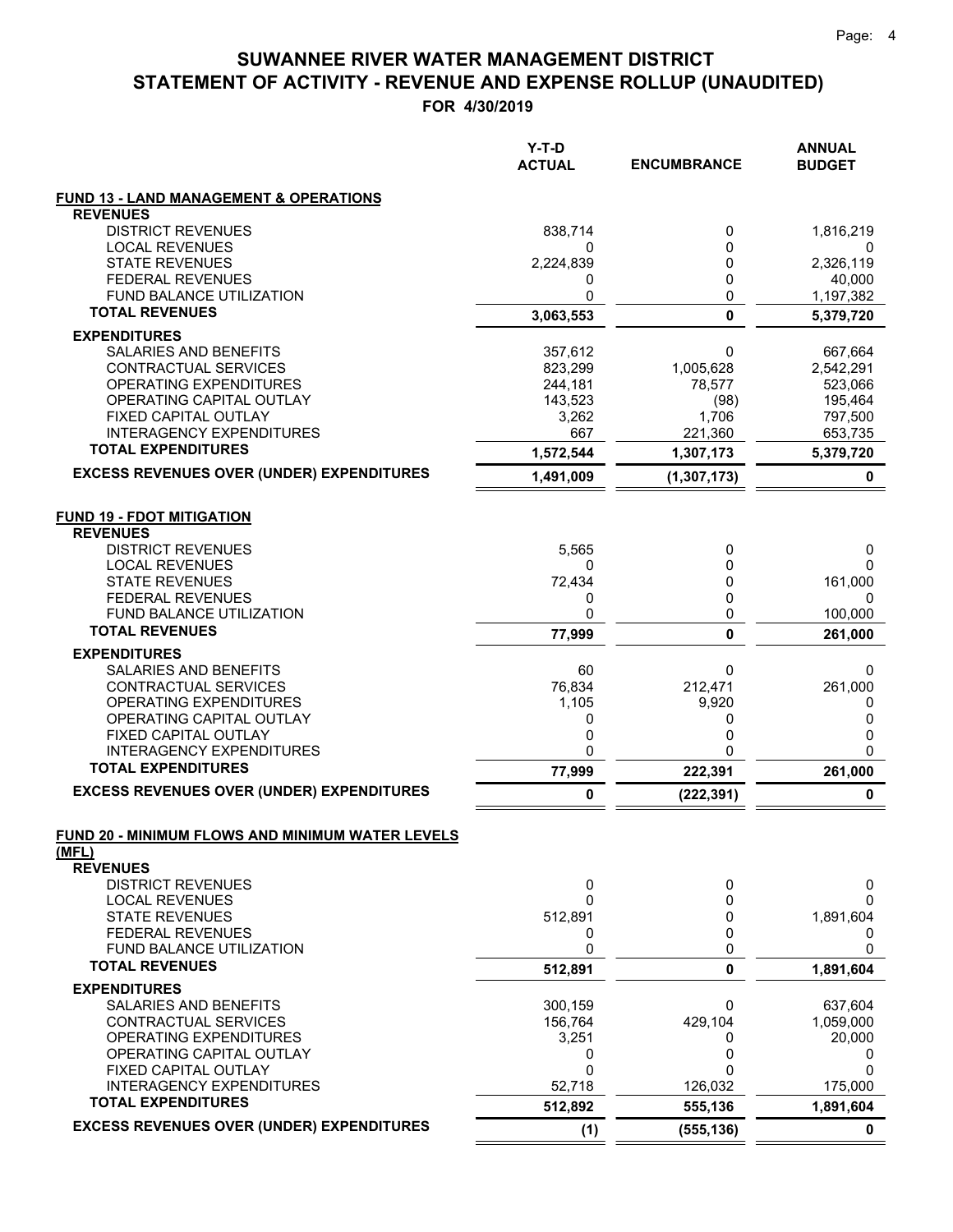# SUWANNEE RIVER WATER MANAGEMENT DISTRICT
# STATEMENT OF ACTIVITY - REVENUE AND EXPENSE ROLLUP (UNAUDITED)
## FOR 4/30/2019

| | Y-T-D ACTUAL | ENCUMBRANCE | ANNUAL BUDGET |
|---|---|---|---|
| **FUND 13 - LAND MANAGEMENT & OPERATIONS** | | | |
| **REVENUES** | | | |
| DISTRICT REVENUES | 838,714 | 0 | 1,816,219 |
| LOCAL REVENUES | 0 | 0 | 0 |
| STATE REVENUES | 2,224,839 | 0 | 2,326,119 |
| FEDERAL REVENUES | 0 | 0 | 40,000 |
| FUND BALANCE UTILIZATION | 0 | 0 | 1,197,382 |
| **TOTAL REVENUES** | **3,063,553** | **0** | **5,379,720** |
| **EXPENDITURES** | | | |
| SALARIES AND BENEFITS | 357,612 | 0 | 667,664 |
| CONTRACTUAL SERVICES | 823,299 | 1,005,628 | 2,542,291 |
| OPERATING EXPENDITURES | 244,181 | 78,577 | 523,066 |
| OPERATING CAPITAL OUTLAY | 143,523 | (98) | 195,464 |
| FIXED CAPITAL OUTLAY | 3,262 | 1,706 | 797,500 |
| INTERAGENCY EXPENDITURES | 667 | 221,360 | 653,735 |
| **TOTAL EXPENDITURES** | **1,572,544** | **1,307,173** | **5,379,720** |
| **EXCESS REVENUES OVER (UNDER) EXPENDITURES** | **1,491,009** | **(1,307,173)** | **0** |
| **FUND 19 - FDOT MITIGATION** | | | |
| **REVENUES** | | | |
| DISTRICT REVENUES | 5,565 | 0 | 0 |
| LOCAL REVENUES | 0 | 0 | 0 |
| STATE REVENUES | 72,434 | 0 | 161,000 |
| FEDERAL REVENUES | 0 | 0 | 0 |
| FUND BALANCE UTILIZATION | 0 | 0 | 100,000 |
| **TOTAL REVENUES** | **77,999** | **0** | **261,000** |
| **EXPENDITURES** | | | |
| SALARIES AND BENEFITS | 60 | 0 | 0 |
| CONTRACTUAL SERVICES | 76,834 | 212,471 | 261,000 |
| OPERATING EXPENDITURES | 1,105 | 9,920 | 0 |
| OPERATING CAPITAL OUTLAY | 0 | 0 | 0 |
| FIXED CAPITAL OUTLAY | 0 | 0 | 0 |
| INTERAGENCY EXPENDITURES | 0 | 0 | 0 |
| **TOTAL EXPENDITURES** | **77,999** | **222,391** | **261,000** |
| **EXCESS REVENUES OVER (UNDER) EXPENDITURES** | **0** | **(222,391)** | **0** |
| **FUND 20 - MINIMUM FLOWS AND MINIMUM WATER LEVELS (MFL)** | | | |
| **REVENUES** | | | |
| DISTRICT REVENUES | 0 | 0 | 0 |
| LOCAL REVENUES | 0 | 0 | 0 |
| STATE REVENUES | 512,891 | 0 | 1,891,604 |
| FEDERAL REVENUES | 0 | 0 | 0 |
| FUND BALANCE UTILIZATION | 0 | 0 | 0 |
| **TOTAL REVENUES** | **512,891** | **0** | **1,891,604** |
| **EXPENDITURES** | | | |
| SALARIES AND BENEFITS | 300,159 | 0 | 637,604 |
| CONTRACTUAL SERVICES | 156,764 | 429,104 | 1,059,000 |
| OPERATING EXPENDITURES | 3,251 | 0 | 20,000 |
| OPERATING CAPITAL OUTLAY | 0 | 0 | 0 |
| FIXED CAPITAL OUTLAY | 0 | 0 | 0 |
| INTERAGENCY EXPENDITURES | 52,718 | 126,032 | 175,000 |
| **TOTAL EXPENDITURES** | **512,892** | **555,136** | **1,891,604** |
| **EXCESS REVENUES OVER (UNDER) EXPENDITURES** | **(1)** | **(555,136)** | **0** |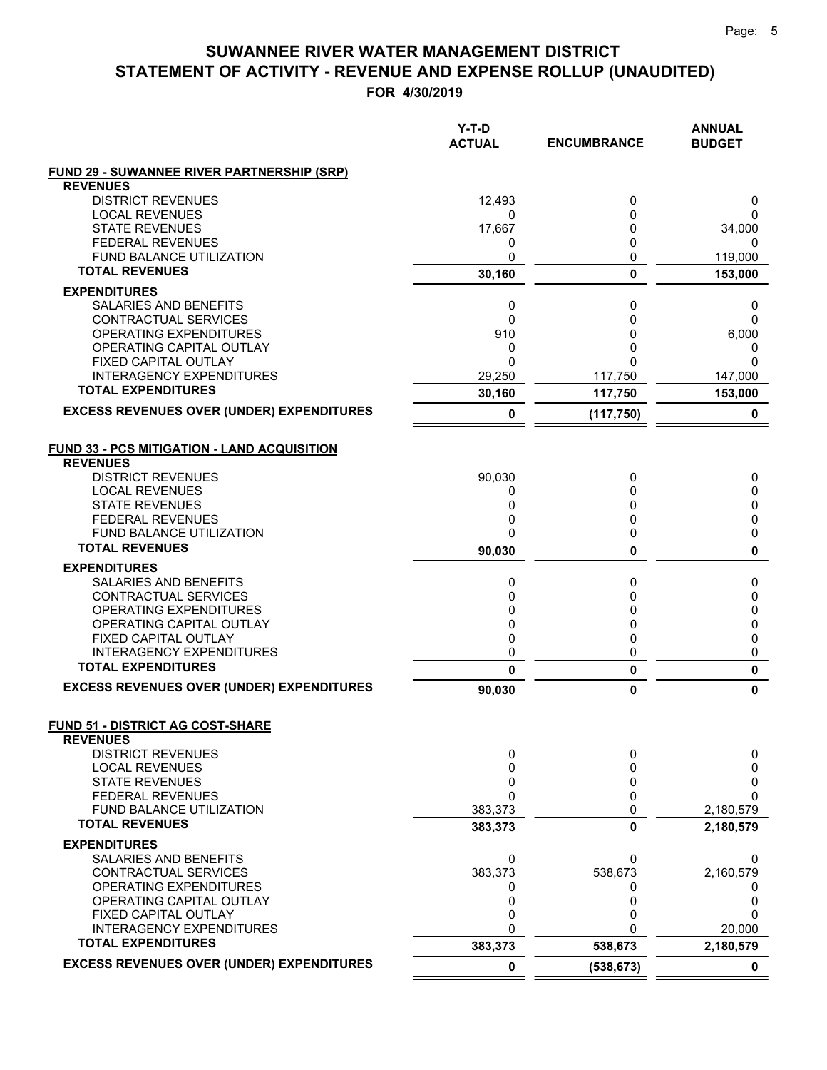# SUWANNEE RIVER WATER MANAGEMENT DISTRICT
## STATEMENT OF ACTIVITY - REVENUE AND EXPENSE ROLLUP (UNAUDITED)
### FOR 4/30/2019

| | Y-T-D ACTUAL | ENCUMBRANCE | ANNUAL BUDGET |
|---|---|---|---|
| **FUND 29 - SUWANNEE RIVER PARTNERSHIP (SRP)** | | | |
| **REVENUES** | | | |
| DISTRICT REVENUES | 12,493 | 0 | 0 |
| LOCAL REVENUES | 0 | 0 | 0 |
| STATE REVENUES | 17,667 | 0 | 34,000 |
| FEDERAL REVENUES | 0 | 0 | 0 |
| FUND BALANCE UTILIZATION | 0 | 0 | 119,000 |
| **TOTAL REVENUES** | **30,160** | **0** | **153,000** |
| **EXPENDITURES** | | | |
| SALARIES AND BENEFITS | 0 | 0 | 0 |
| CONTRACTUAL SERVICES | 0 | 0 | 0 |
| OPERATING EXPENDITURES | 910 | 0 | 6,000 |
| OPERATING CAPITAL OUTLAY | 0 | 0 | 0 |
| FIXED CAPITAL OUTLAY | 0 | 0 | 0 |
| INTERAGENCY EXPENDITURES | 29,250 | 117,750 | 147,000 |
| **TOTAL EXPENDITURES** | **30,160** | **117,750** | **153,000** |
| **EXCESS REVENUES OVER (UNDER) EXPENDITURES** | **0** | **(117,750)** | **0** |
| **FUND 33 - PCS MITIGATION - LAND ACQUISITION** | | | |
| **REVENUES** | | | |
| DISTRICT REVENUES | 90,030 | 0 | 0 |
| LOCAL REVENUES | 0 | 0 | 0 |
| STATE REVENUES | 0 | 0 | 0 |
| FEDERAL REVENUES | 0 | 0 | 0 |
| FUND BALANCE UTILIZATION | 0 | 0 | 0 |
| **TOTAL REVENUES** | **90,030** | **0** | **0** |
| **EXPENDITURES** | | | |
| SALARIES AND BENEFITS | 0 | 0 | 0 |
| CONTRACTUAL SERVICES | 0 | 0 | 0 |
| OPERATING EXPENDITURES | 0 | 0 | 0 |
| OPERATING CAPITAL OUTLAY | 0 | 0 | 0 |
| FIXED CAPITAL OUTLAY | 0 | 0 | 0 |
| INTERAGENCY EXPENDITURES | 0 | 0 | 0 |
| **TOTAL EXPENDITURES** | **0** | **0** | **0** |
| **EXCESS REVENUES OVER (UNDER) EXPENDITURES** | **90,030** | **0** | **0** |
| **FUND 51 - DISTRICT AG COST-SHARE** | | | |
| **REVENUES** | | | |
| DISTRICT REVENUES | 0 | 0 | 0 |
| LOCAL REVENUES | 0 | 0 | 0 |
| STATE REVENUES | 0 | 0 | 0 |
| FEDERAL REVENUES | 0 | 0 | 0 |
| FUND BALANCE UTILIZATION | 383,373 | 0 | 2,180,579 |
| **TOTAL REVENUES** | **383,373** | **0** | **2,180,579** |
| **EXPENDITURES** | | | |
| SALARIES AND BENEFITS | 0 | 0 | 0 |
| CONTRACTUAL SERVICES | 383,373 | 538,673 | 2,160,579 |
| OPERATING EXPENDITURES | 0 | 0 | 0 |
| OPERATING CAPITAL OUTLAY | 0 | 0 | 0 |
| FIXED CAPITAL OUTLAY | 0 | 0 | 0 |
| INTERAGENCY EXPENDITURES | 0 | 0 | 20,000 |
| **TOTAL EXPENDITURES** | **383,373** | **538,673** | **2,180,579** |
| **EXCESS REVENUES OVER (UNDER) EXPENDITURES** | **0** | **(538,673)** | **0** |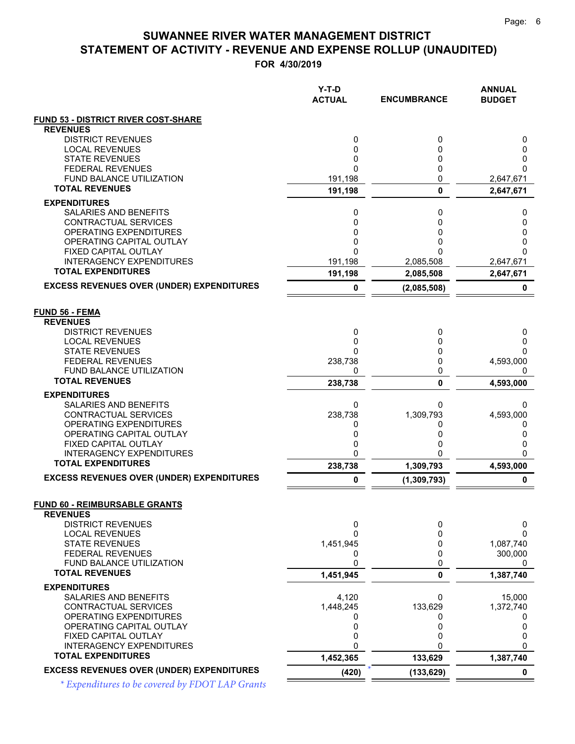# SUWANNEE RIVER WATER MANAGEMENT DISTRICT
# STATEMENT OF ACTIVITY - REVENUE AND EXPENSE ROLLUP (UNAUDITED)
## FOR 4/30/2019

| | Y-T-D ACTUAL | ENCUMBRANCE | ANNUAL BUDGET |
|---|---|---|---|
| **FUND 53 - DISTRICT RIVER COST-SHARE** | | | |
| **REVENUES** | | | |
| DISTRICT REVENUES | 0 | 0 | 0 |
| LOCAL REVENUES | 0 | 0 | 0 |
| STATE REVENUES | 0 | 0 | 0 |
| FEDERAL REVENUES | 0 | 0 | 0 |
| FUND BALANCE UTILIZATION | 191,198 | 0 | 2,647,671 |
| **TOTAL REVENUES** | **191,198** | **0** | **2,647,671** |
| **EXPENDITURES** | | | |
| SALARIES AND BENEFITS | 0 | 0 | 0 |
| CONTRACTUAL SERVICES | 0 | 0 | 0 |
| OPERATING EXPENDITURES | 0 | 0 | 0 |
| OPERATING CAPITAL OUTLAY | 0 | 0 | 0 |
| FIXED CAPITAL OUTLAY | 0 | 0 | 0 |
| INTERAGENCY EXPENDITURES | 191,198 | 2,085,508 | 2,647,671 |
| **TOTAL EXPENDITURES** | **191,198** | **2,085,508** | **2,647,671** |
| **EXCESS REVENUES OVER (UNDER) EXPENDITURES** | **0** | **(2,085,508)** | **0** |
| **FUND 56 - FEMA** | | | |
| **REVENUES** | | | |
| DISTRICT REVENUES | 0 | 0 | 0 |
| LOCAL REVENUES | 0 | 0 | 0 |
| STATE REVENUES | 0 | 0 | 0 |
| FEDERAL REVENUES | 238,738 | 0 | 4,593,000 |
| FUND BALANCE UTILIZATION | 0 | 0 | 0 |
| **TOTAL REVENUES** | **238,738** | **0** | **4,593,000** |
| **EXPENDITURES** | | | |
| SALARIES AND BENEFITS | 0 | 0 | 0 |
| CONTRACTUAL SERVICES | 238,738 | 1,309,793 | 4,593,000 |
| OPERATING EXPENDITURES | 0 | 0 | 0 |
| OPERATING CAPITAL OUTLAY | 0 | 0 | 0 |
| FIXED CAPITAL OUTLAY | 0 | 0 | 0 |
| INTERAGENCY EXPENDITURES | 0 | 0 | 0 |
| **TOTAL EXPENDITURES** | **238,738** | **1,309,793** | **4,593,000** |
| **EXCESS REVENUES OVER (UNDER) EXPENDITURES** | **0** | **(1,309,793)** | **0** |
| **FUND 60 - REIMBURSABLE GRANTS** | | | |
| **REVENUES** | | | |
| DISTRICT REVENUES | 0 | 0 | 0 |
| LOCAL REVENUES | 0 | 0 | 0 |
| STATE REVENUES | 1,451,945 | 0 | 1,087,740 |
| FEDERAL REVENUES | 0 | 0 | 300,000 |
| FUND BALANCE UTILIZATION | 0 | 0 | 0 |
| **TOTAL REVENUES** | **1,451,945** | **0** | **1,387,740** |
| **EXPENDITURES** | | | |
| SALARIES AND BENEFITS | 4,120 | 0 | 15,000 |
| CONTRACTUAL SERVICES | 1,448,245 | 133,629 | 1,372,740 |
| OPERATING EXPENDITURES | 0 | 0 | 0 |
| OPERATING CAPITAL OUTLAY | 0 | 0 | 0 |
| FIXED CAPITAL OUTLAY | 0 | 0 | 0 |
| INTERAGENCY EXPENDITURES | 0 | 0 | 0 |
| **TOTAL EXPENDITURES** | **1,452,365** | **133,629** | **1,387,740** |
| **EXCESS REVENUES OVER (UNDER) EXPENDITURES** | **(420)** * | **(133,629)** | **0** |

*\* Expenditures to be covered by FDOT LAP Grants*